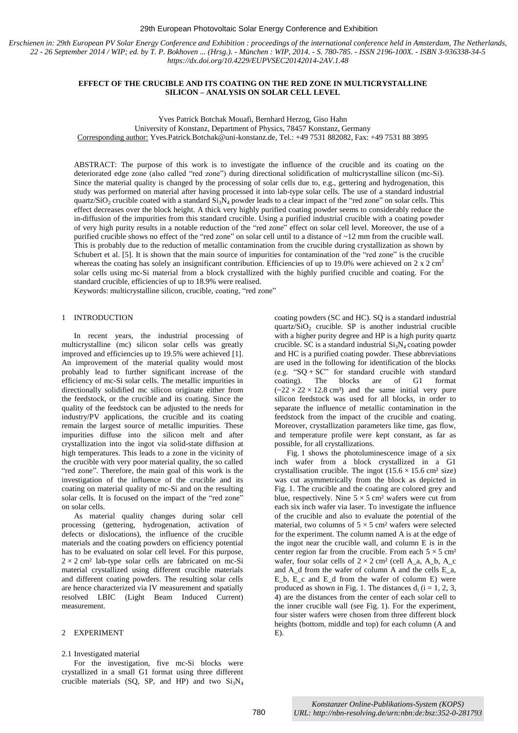*Erschienen in: 29th European PV Solar Energy Conference and Exhibition : proceedings of the international conference held in Amsterdam, The Netherlands, 22 - 26 September 2014 / WIP; ed. by T. P. Bokhoven ... (Hrsg.). - München : WIP, 2014. - S. 780-785. - ISSN 2196-100X. - ISBN 3-936338-34-5 https://dx.doi.org/10.4229/EUPVSEC20142014-2AV.1.48*

# EFFECT OF THE CRUCIBLE AND ITS COATING ON THE RED ZONE IN MULTICRYSTALLINE SILICON – ANALYSIS ON SOLAR CELL LEVEL

Yves Patrick Botchak Mouafi, Bernhard Herzog, Giso Hahn
University of Konstanz, Department of Physics, 78457 Konstanz, Germany
Corresponding author: Yves.Patrick.Botchak@uni-konstanz.de, Tel.: +49 7531 882082, Fax: +49 7531 88 3895

ABSTRACT: The purpose of this work is to investigate the influence of the crucible and its coating on the deteriorated edge zone (also called "red zone") during directional solidification of multicrystalline silicon (mc-Si). Since the material quality is changed by the processing of solar cells due to, e.g., gettering and hydrogenation, this study was performed on material after having processed it into lab-type solar cells. The use of a standard industrial quartz/$SiO_2$ crucible coated with a standard $Si_3N_4$ powder leads to a clear impact of the "red zone" on solar cells. This effect decreases over the block height. A thick very highly purified coating powder seems to considerably reduce the in-diffusion of the impurities from this standard crucible. Using a purified industrial crucible with a coating powder of very high purity results in a notable reduction of the "red zone" effect on solar cell level. Moreover, the use of a purified crucible shows no effect of the "red zone" on solar cell until to a distance of ~12 mm from the crucible wall. This is probably due to the reduction of metallic contamination from the crucible during crystallization as shown by Schubert et al. [5]. It is shown that the main source of impurities for contamination of the "red zone" is the crucible whereas the coating has solely an insignificant contribution. Efficiencies of up to 19.0% were achieved on 2 x 2 cm$^2$ solar cells using mc-Si material from a block crystallized with the highly purified crucible and coating. For the standard crucible, efficiencies of up to 18.9% were realised.

Keywords: multicrystalline silicon, crucible, coating, "red zone"

## 1 INTRODUCTION

In recent years, the industrial processing of multicrystalline (mc) silicon solar cells was greatly improved and efficiencies up to 19.5% were achieved [1]. An improvement of the material quality would most probably lead to further significant increase of the efficiency of mc-Si solar cells. The metallic impurities in directionally solidified mc silicon originate either from the feedstock, or the crucible and its coating. Since the quality of the feedstock can be adjusted to the needs for industry/PV applications, the crucible and its coating remain the largest source of metallic impurities. These impurities diffuse into the silicon melt and after crystallization into the ingot via solid-state diffusion at high temperatures. This leads to a zone in the vicinity of the crucible with very poor material quality, the so called "red zone". Therefore, the main goal of this work is the investigation of the influence of the crucible and its coating on material quality of mc-Si and on the resulting solar cells. It is focused on the impact of the "red zone" on solar cells.

As material quality changes during solar cell processing (gettering, hydrogenation, activation of defects or dislocations), the influence of the crucible materials and the coating powders on efficiency potential has to be evaluated on solar cell level. For this purpose, $2 \times 2$ cm² lab-type solar cells are fabricated on mc-Si material crystallized using different crucible materials and different coating powders. The resulting solar cells are hence characterized via IV measurement and spatially resolved LBIC (Light Beam Induced Current) measurement.

## 2 EXPERIMENT

### 2.1 Investigated material

For the investigation, five mc-Si blocks were crystallized in a small G1 format using three different crucible materials (SQ, SP, and HP) and two $Si_3N_4$ coating powders (SC and HC). SQ is a standard industrial quartz/$SiO_2$ crucible. SP is another industrial crucible with a higher purity degree and HP is a high purity quartz crucible. SC is a standard industrial $Si_3N_4$ coating powder and HC is a purified coating powder. These abbreviations are used in the following for identification of the blocks (e.g. "SQ + SC" for standard crucible with standard coating). The blocks are of G1 format ($\sim 22 \times 22 \times 12.8$ cm³) and the same initial very pure silicon feedstock was used for all blocks, in order to separate the influence of metallic contamination in the feedstock from the impact of the crucible and coating. Moreover, crystallization parameters like time, gas flow, and temperature profile were kept constant, as far as possible, for all crystallizations.

Fig. 1 shows the photoluminescence image of a six inch wafer from a block crystallized in a G1 crystallisation crucible. The ingot ($15.6 \times 15.6$ cm² size) was cut asymmetrically from the block as depicted in Fig. 1. The crucible and the coating are colored grey and blue, respectively. Nine $5 \times 5$ cm² wafers were cut from each six inch wafer via laser. To investigate the influence of the crucible and also to evaluate the potential of the material, two columns of $5 \times 5$ cm² wafers were selected for the experiment. The column named A is at the edge of the ingot near the crucible wall, and column E is in the center region far from the crucible. From each $5 \times 5$ cm² wafer, four solar cells of $2 \times 2$ cm² (cell A_a, A_b, A_c and A_d from the wafer of column A and the cells E_a, E_b, E_c and E_d from the wafer of column E) were produced as shown in Fig. 1. The distances $d_i$ (i = 1, 2, 3, 4) are the distances from the center of each solar cell to the inner crucible wall (see Fig. 1). For the experiment, four sister wafers were chosen from three different block heights (bottom, middle and top) for each column (A and E).

Konstanzer Online-Publikations-System (KOPS)
URL: http://nbn-resolving.de/urn:nbn:de:bsz:352-0-281793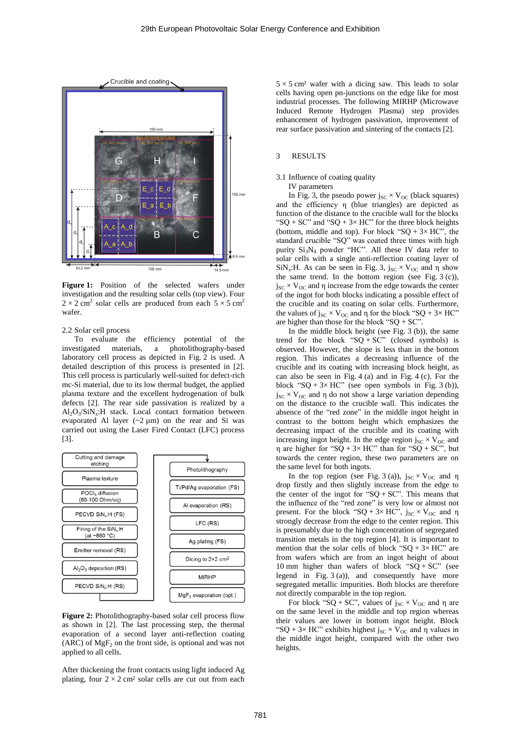**Figure 1:** Position of the selected wafers under investigation and the resulting solar cells (top view). Four $2 \times 2$ cm$^2$ solar cells are produced from each $5 \times 5$ cm$^2$ wafer.

### 2.2 Solar cell process

To evaluate the efficiency potential of the investigated materials, a photolithography-based laboratory cell process as depicted in Fig. 2 is used. A detailed description of this process is presented in [2]. This cell process is particularly well-suited for defect-rich mc-Si material, due to its low thermal budget, the applied plasma texture and the excellent hydrogenation of bulk defects [2]. The rear side passivation is realized by a $Al_2O_3$/$SiN_x$:H stack. Local contact formation between evaporated Al layer (~2 µm) on the rear and Si was carried out using the Laser Fired Contact (LFC) process [3].

**Figure 2:** Photolithography-based solar cell process flow as shown in [2]. The last processing step, the thermal evaporation of a second layer anti-reflection coating (ARC) of $MgF_2$ on the front side, is optional and was not applied to all cells.

After thickening the front contacts using light induced Ag plating, four $2 \times 2$ cm² solar cells are cut out from each $5 \times 5$ cm² wafer with a dicing saw. This leads to solar cells having open pn-junctions on the edge like for most industrial processes. The following MIRHP (Microwave Induced Remote Hydrogen Plasma) step provides enhancement of hydrogen passivation, improvement of rear surface passivation and sintering of the contacts [2].

## 3 RESULTS

### 3.1 Influence of coating quality

IV parameters

In Fig. 3, the pseudo power $j_{SC} \times V_{OC}$ (black squares) and the efficiency $\eta$ (blue triangles) are depicted as function of the distance to the crucible wall for the blocks "SQ + SC" and "SQ + 3× HC" for the three block heights (bottom, middle and top). For block "SQ + 3× HC", the standard crucible "SQ" was coated three times with high purity $Si_3N_4$ powder "HC". All these IV data refer to solar cells with a single anti-reflection coating layer of $SiN_x$:H. As can be seen in Fig. 3, $j_{SC} \times V_{OC}$ and $\eta$ show the same trend. In the bottom region (see Fig. 3 (c)), $j_{SC} \times V_{OC}$ and $\eta$ increase from the edge towards the center of the ingot for both blocks indicating a possible effect of the crucible and its coating on solar cells. Furthermore, the values of $j_{SC} \times V_{OC}$ and $\eta$ for the block "SQ + 3× HC" are higher than those for the block "SQ + SC".

In the middle block height (see Fig. 3 (b)), the same trend for the block "SQ + SC" (closed symbols) is observed. However, the slope is less than in the bottom region. This indicates a decreasing influence of the crucible and its coating with increasing block height, as can also be seen in Fig. 4 (a) and in Fig. 4 (c). For the block "SQ + 3× HC" (see open symbols in Fig. 3 (b)), $j_{SC} \times V_{OC}$ and $\eta$ do not show a large variation depending on the distance to the crucible wall. This indicates the absence of the "red zone" in the middle ingot height in contrast to the bottom height which emphasizes the decreasing impact of the crucible and its coating with increasing ingot height. In the edge region $j_{SC} \times V_{OC}$ and $\eta$ are higher for "SQ + 3× HC" than for "SQ + SC", but towards the center region, these two parameters are on the same level for both ingots.

In the top region (see Fig. 3 (a)), $j_{SC} \times V_{OC}$ and $\eta$ drop firstly and then slightly increase from the edge to the center of the ingot for "SQ + SC". This means that the influence of the "red zone" is very low or almost not present. For the block "SQ + 3× HC", $j_{SC} \times V_{OC}$ and $\eta$ strongly decrease from the edge to the center region. This is presumably due to the high concentration of segregated transition metals in the top region [4]. It is important to mention that the solar cells of block "SQ + 3× HC" are from wafers which are from an ingot height of about 10 mm higher than wafers of block "SQ + SC" (see legend in Fig. 3 (a)), and consequently have more segregated metallic impurities. Both blocks are therefore not directly comparable in the top region.

For block "SQ + SC", values of $j_{SC} \times V_{OC}$ and $\eta$ are on the same level in the middle and top region whereas their values are lower in bottom ingot height. Block "SQ + 3× HC" exhibits highest $j_{SC} \times V_{OC}$ and $\eta$ values in the middle ingot height, compared with the other two heights.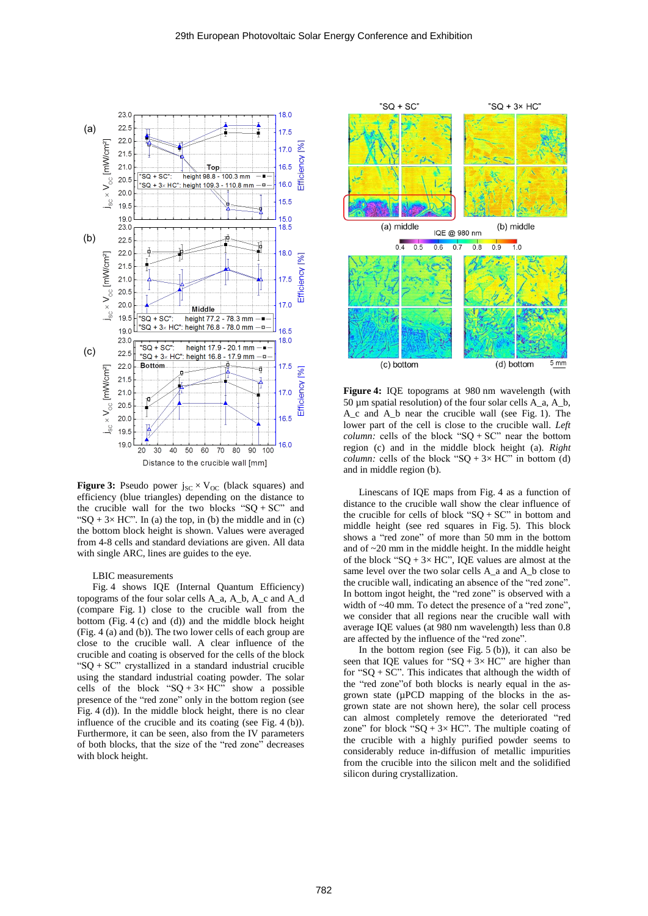**Figure 3:** Pseudo power $j_{SC} \times V_{OC}$ (black squares) and efficiency (blue triangles) depending on the distance to the crucible wall for the two blocks "SQ + SC" and "SQ + 3× HC". In (a) the top, in (b) the middle and in (c) the bottom block height is shown. Values were averaged from 4-8 cells and standard deviations are given. All data with single ARC, lines are guides to the eye.

LBIC measurements

Fig. 4 shows IQE (Internal Quantum Efficiency) topograms of the four solar cells A_a, A_b, A_c and A_d (compare Fig. 1) close to the crucible wall from the bottom (Fig. 4 (c) and (d)) and the middle block height (Fig. 4 (a) and (b)). The two lower cells of each group are close to the crucible wall. A clear influence of the crucible and coating is observed for the cells of the block "SQ + SC" crystallized in a standard industrial crucible using the standard industrial coating powder. The solar cells of the block "SQ + 3× HC" show a possible presence of the "red zone" only in the bottom region (see Fig. 4 (d)). In the middle block height, there is no clear influence of the crucible and its coating (see Fig. 4 (b)). Furthermore, it can be seen, also from the IV parameters of both blocks, that the size of the "red zone" decreases with block height.

**Figure 4:** IQE topograms at 980 nm wavelength (with 50 µm spatial resolution) of the four solar cells A_a, A_b, A_c and A_b near the crucible wall (see Fig. 1). The lower part of the cell is close to the crucible wall. *Left column:* cells of the block "SQ + SC" near the bottom region (c) and in the middle block height (a). *Right column:* cells of the block "SQ + 3× HC" in bottom (d) and in middle region (b).

Linescans of IQE maps from Fig. 4 as a function of distance to the crucible wall show the clear influence of the crucible for cells of block "SQ + SC" in bottom and middle height (see red squares in Fig. 5). This block shows a "red zone" of more than 50 mm in the bottom and of ~20 mm in the middle height. In the middle height of the block "SQ + 3× HC", IQE values are almost at the same level over the two solar cells A_a and A_b close to the crucible wall, indicating an absence of the "red zone". In bottom ingot height, the "red zone" is observed with a width of ~40 mm. To detect the presence of a "red zone", we consider that all regions near the crucible wall with average IQE values (at 980 nm wavelength) less than 0.8 are affected by the influence of the "red zone".

In the bottom region (see Fig. 5 (b)), it can also be seen that IQE values for "SQ + 3× HC" are higher than for "SQ + SC". This indicates that although the width of the "red zone"of both blocks is nearly equal in the as-grown state (µPCD mapping of the blocks in the as-grown state are not shown here), the solar cell process can almost completely remove the deteriorated "red zone" for block "SQ + 3× HC". The multiple coating of the crucible with a highly purified powder seems to considerably reduce in-diffusion of metallic impurities from the crucible into the silicon melt and the solidified silicon during crystallization.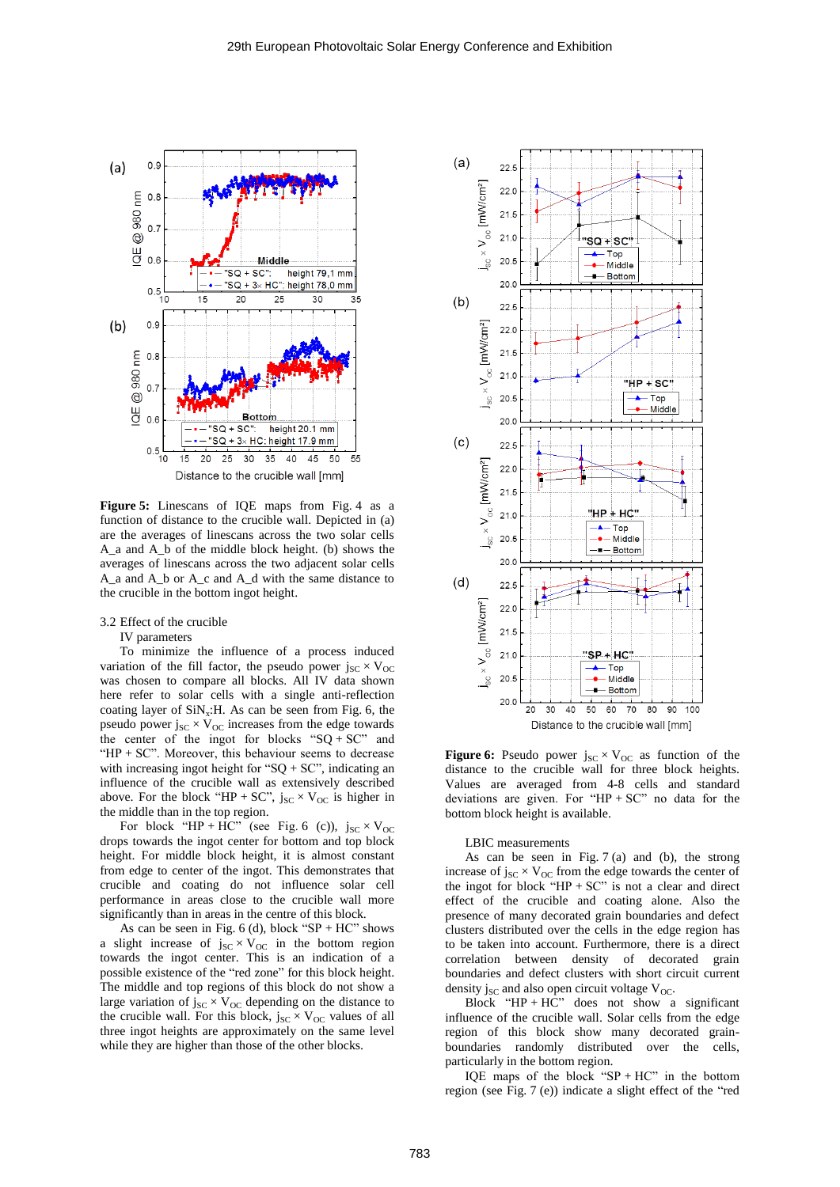**Figure 5:** Linescans of IQE maps from Fig. 4 as a function of distance to the crucible wall. Depicted in (a) are the averages of linescans across the two solar cells A_a and A_b of the middle block height. (b) shows the averages of linescans across the two adjacent solar cells A_a and A_b or A_c and A_d with the same distance to the crucible in the bottom ingot height.

3.2 Effect of the crucible

IV parameters

To minimize the influence of a process induced variation of the fill factor, the pseudo power $j_{SC} \times V_{OC}$ was chosen to compare all blocks. All IV data shown here refer to solar cells with a single anti-reflection coating layer of $SiN_x$:H. As can be seen from Fig. 6, the pseudo power $j_{SC} \times V_{OC}$ increases from the edge towards the center of the ingot for blocks "SQ + SC" and "HP + SC". Moreover, this behaviour seems to decrease with increasing ingot height for "SQ + SC", indicating an influence of the crucible wall as extensively described above. For the block "HP + SC", $j_{SC} \times V_{OC}$ is higher in the middle than in the top region.

For block "HP + HC" (see Fig. 6 (c)), $j_{SC} \times V_{OC}$ drops towards the ingot center for bottom and top block height. For middle block height, it is almost constant from edge to center of the ingot. This demonstrates that crucible and coating do not influence solar cell performance in areas close to the crucible wall more significantly than in areas in the centre of this block.

As can be seen in Fig. 6 (d), block "SP + HC" shows a slight increase of $j_{SC} \times V_{OC}$ in the bottom region towards the ingot center. This is an indication of a possible existence of the "red zone" for this block height. The middle and top regions of this block do not show a large variation of $j_{SC} \times V_{OC}$ depending on the distance to the crucible wall. For this block, $j_{SC} \times V_{OC}$ values of all three ingot heights are approximately on the same level while they are higher than those of the other blocks.

**Figure 6:** Pseudo power $j_{SC} \times V_{OC}$ as function of the distance to the crucible wall for three block heights. Values are averaged from 4-8 cells and standard deviations are given. For "HP + SC" no data for the bottom block height is available.

LBIC measurements

As can be seen in Fig. 7 (a) and (b), the strong increase of $j_{SC} \times V_{OC}$ from the edge towards the center of the ingot for block "HP + SC" is not a clear and direct effect of the crucible and coating alone. Also the presence of many decorated grain boundaries and defect clusters distributed over the cells in the edge region has to be taken into account. Furthermore, there is a direct correlation between density of decorated grain boundaries and defect clusters with short circuit current density $j_{SC}$ and also open circuit voltage $V_{OC}$.

Block "HP + HC" does not show a significant influence of the crucible wall. Solar cells from the edge region of this block show many decorated grain-boundaries randomly distributed over the cells, particularly in the bottom region.

IQE maps of the block "SP + HC" in the bottom region (see Fig. 7 (e)) indicate a slight effect of the "red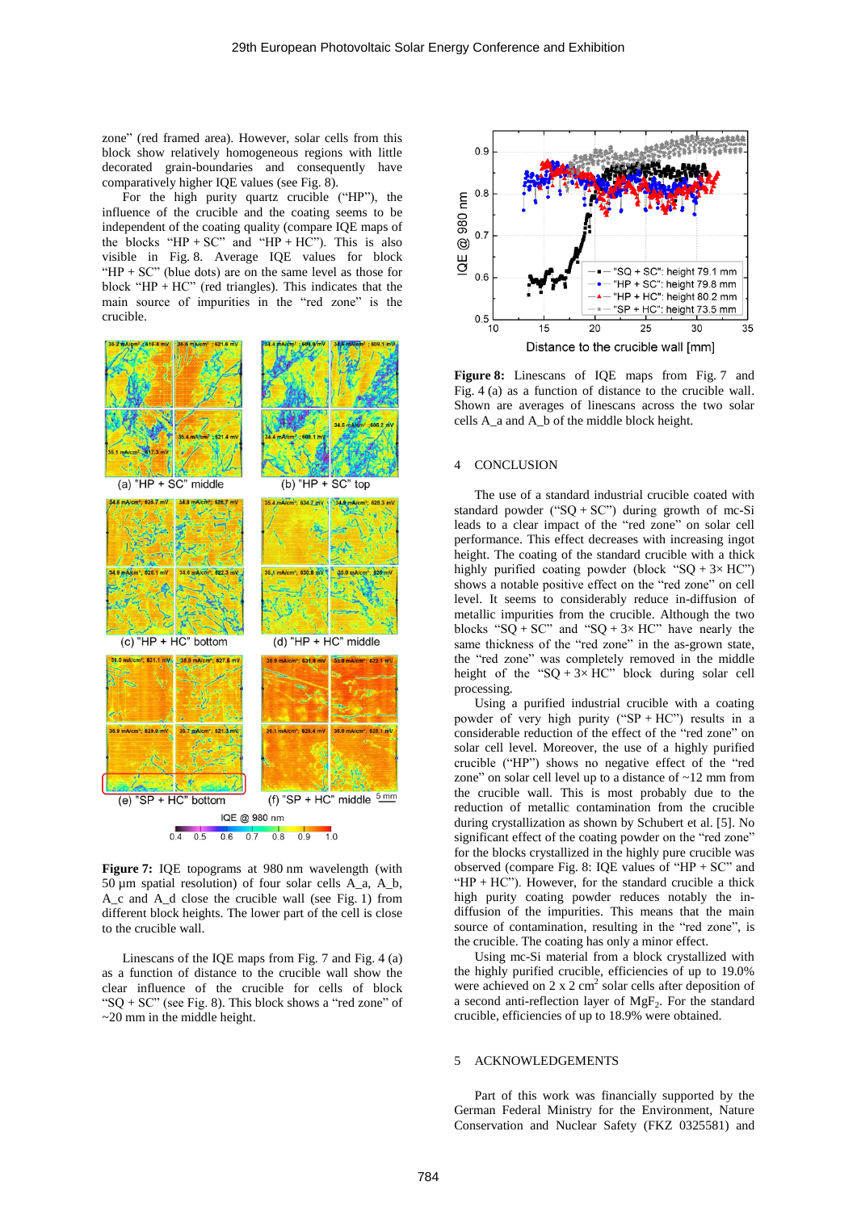zone" (red framed area). However, solar cells from this block show relatively homogeneous regions with little decorated grain-boundaries and consequently have comparatively higher IQE values (see Fig. 8).

For the high purity quartz crucible ("HP"), the influence of the crucible and the coating seems to be independent of the coating quality (compare IQE maps of the blocks "HP + SC" and "HP + HC"). This is also visible in Fig. 8. Average IQE values for block "HP + SC" (blue dots) are on the same level as those for block "HP + HC" (red triangles). This indicates that the main source of impurities in the "red zone" is the crucible.

**Figure 7:** IQE topograms at 980 nm wavelength (with 50 µm spatial resolution) of four solar cells A_a, A_b, A_c and A_d close the crucible wall (see Fig. 1) from different block heights. The lower part of the cell is close to the crucible wall.

Linescans of the IQE maps from Fig. 7 and Fig. 4 (a) as a function of distance to the crucible wall show the clear influence of the crucible for cells of block "SQ + SC" (see Fig. 8). This block shows a "red zone" of ~20 mm in the middle height.

**Figure 8:** Linescans of IQE maps from Fig. 7 and Fig. 4 (a) as a function of distance to the crucible wall. Shown are averages of linescans across the two solar cells A_a and A_b of the middle block height.

## 4 CONCLUSION

The use of a standard industrial crucible coated with standard powder ("SQ + SC") during growth of mc-Si leads to a clear impact of the "red zone" on solar cell performance. This effect decreases with increasing ingot height. The coating of the standard crucible with a thick highly purified coating powder (block "SQ + 3× HC") shows a notable positive effect on the "red zone" on cell level. It seems to considerably reduce in-diffusion of metallic impurities from the crucible. Although the two blocks "SQ + SC" and "SQ + 3× HC" have nearly the same thickness of the "red zone" in the as-grown state, the "red zone" was completely removed in the middle height of the "SQ + 3× HC" block during solar cell processing.

Using a purified industrial crucible with a coating powder of very high purity ("SP + HC") results in a considerable reduction of the effect of the "red zone" on solar cell level. Moreover, the use of a highly purified crucible ("HP") shows no negative effect of the "red zone" on solar cell level up to a distance of ~12 mm from the crucible wall. This is most probably due to the reduction of metallic contamination from the crucible during crystallization as shown by Schubert et al. [5]. No significant effect of the coating powder on the "red zone" for the blocks crystallized in the highly pure crucible was observed (compare Fig. 8: IQE values of "HP + SC" and "HP + HC"). However, for the standard crucible a thick high purity coating powder reduces notably the in-diffusion of the impurities. This means that the main source of contamination, resulting in the "red zone", is the crucible. The coating has only a minor effect.

Using mc-Si material from a block crystallized with the highly purified crucible, efficiencies of up to 19.0% were achieved on 2 x 2 $cm^2$ solar cells after deposition of a second anti-reflection layer of $MgF_2$. For the standard crucible, efficiencies of up to 18.9% were obtained.

## 5 ACKNOWLEDGEMENTS

Part of this work was financially supported by the German Federal Ministry for the Environment, Nature Conservation and Nuclear Safety (FKZ 0325581) and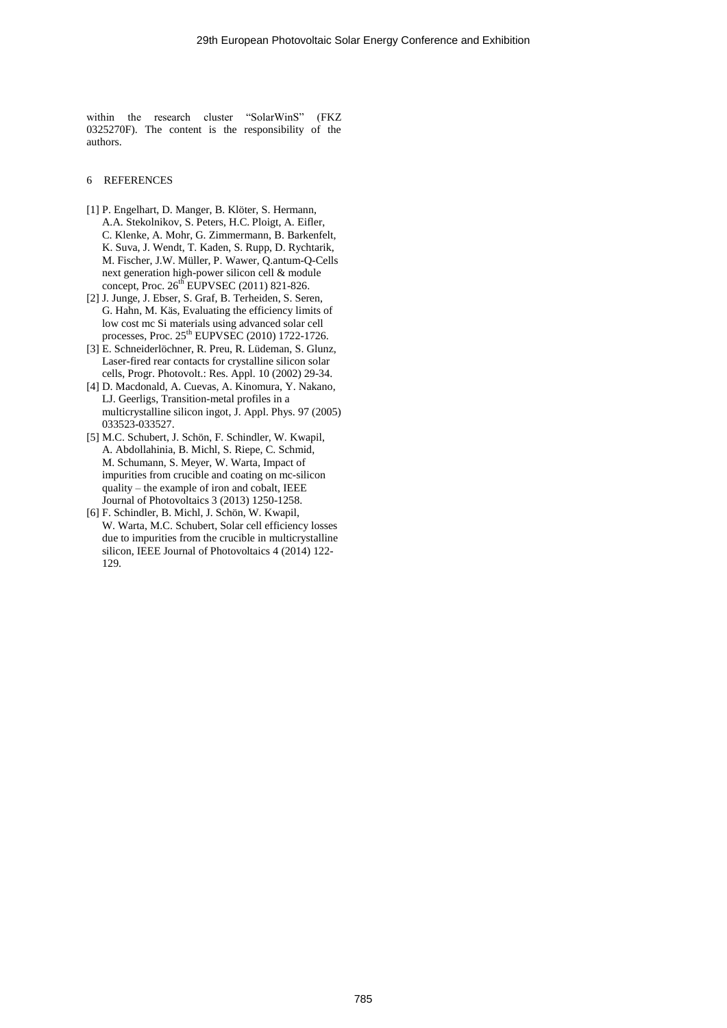within the research cluster "SolarWinS" (FKZ 0325270F). The content is the responsibility of the authors.

## 6 REFERENCES

[1] P. Engelhart, D. Manger, B. Klöter, S. Hermann, A.A. Stekolnikov, S. Peters, H.C. Ploigt, A. Eifler, C. Klenke, A. Mohr, G. Zimmermann, B. Barkenfelt, K. Suva, J. Wendt, T. Kaden, S. Rupp, D. Rychtarik, M. Fischer, J.W. Müller, P. Wawer, Q.antum-Q-Cells next generation high-power silicon cell & module concept, Proc. 26th EUPVSEC (2011) 821-826.

[2] J. Junge, J. Ebser, S. Graf, B. Terheiden, S. Seren, G. Hahn, M. Käs, Evaluating the efficiency limits of low cost mc Si materials using advanced solar cell processes, Proc. 25th EUPVSEC (2010) 1722-1726.

[3] E. Schneiderlöchner, R. Preu, R. Lüdeman, S. Glunz, Laser-fired rear contacts for crystalline silicon solar cells, Progr. Photovolt.: Res. Appl. 10 (2002) 29-34.

[4] D. Macdonald, A. Cuevas, A. Kinomura, Y. Nakano, LJ. Geerligs, Transition-metal profiles in a multicrystalline silicon ingot, J. Appl. Phys. 97 (2005) 033523-033527.

[5] M.C. Schubert, J. Schön, F. Schindler, W. Kwapil, A. Abdollahinia, B. Michl, S. Riepe, C. Schmid, M. Schumann, S. Meyer, W. Warta, Impact of impurities from crucible and coating on mc-silicon quality – the example of iron and cobalt, IEEE Journal of Photovoltaics 3 (2013) 1250-1258.

[6] F. Schindler, B. Michl, J. Schön, W. Kwapil, W. Warta, M.C. Schubert, Solar cell efficiency losses due to impurities from the crucible in multicrystalline silicon, IEEE Journal of Photovoltaics 4 (2014) 122-129.